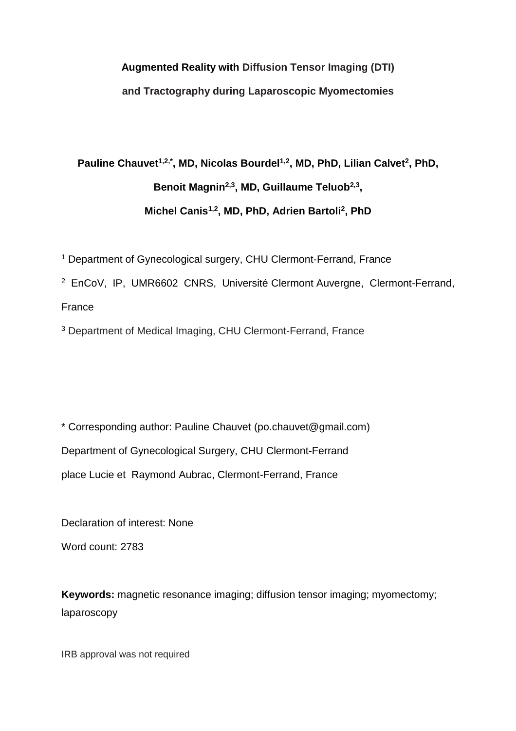# Augmented Reality with Diffusion Tensor Imaging (DTI) and Tractography during Laparoscopic Myomectomies

**Pauline Chauvet[1,2,*], MD, Nicolas Bourdel[1,2], MD, PhD, Lilian Calvet[2], PhD, Benoit Magnin[2,3], MD, Guillaume Teluob[2,3], Michel Canis[1,2], MD, PhD, Adrien Bartoli[2], PhD**

[1] Department of Gynecological surgery, CHU Clermont-Ferrand, France

[2] EnCoV, IP, UMR6602 CNRS, Université Clermont Auvergne, Clermont-Ferrand, France

[3] Department of Medical Imaging, CHU Clermont-Ferrand, France

\* Corresponding author: Pauline Chauvet (po.chauvet@gmail.com)

Department of Gynecological Surgery, CHU Clermont-Ferrand

place Lucie et Raymond Aubrac, Clermont-Ferrand, France

Declaration of interest: None

Word count: 2783

**Keywords:** magnetic resonance imaging; diffusion tensor imaging; myomectomy; laparoscopy

IRB approval was not required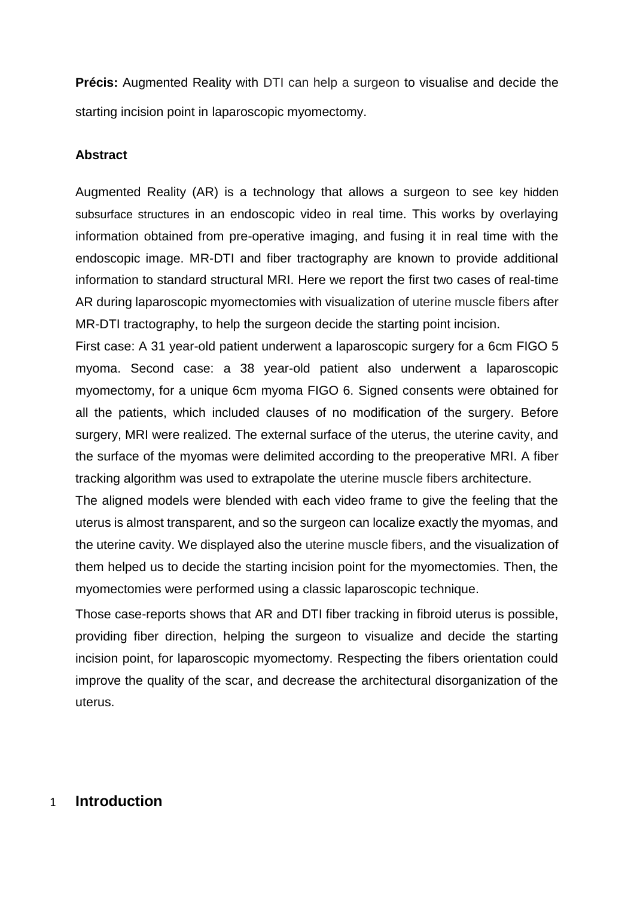**Précis:** Augmented Reality with DTI can help a surgeon to visualise and decide the starting incision point in laparoscopic myomectomy.

**Abstract**

Augmented Reality (AR) is a technology that allows a surgeon to see key hidden subsurface structures in an endoscopic video in real time. This works by overlaying information obtained from pre-operative imaging, and fusing it in real time with the endoscopic image. MR-DTI and fiber tractography are known to provide additional information to standard structural MRI. Here we report the first two cases of real-time AR during laparoscopic myomectomies with visualization of uterine muscle fibers after MR-DTI tractography, to help the surgeon decide the starting point incision.

First case: A 31 year-old patient underwent a laparoscopic surgery for a 6cm FIGO 5 myoma. Second case: a 38 year-old patient also underwent a laparoscopic myomectomy, for a unique 6cm myoma FIGO 6. Signed consents were obtained for all the patients, which included clauses of no modification of the surgery. Before surgery, MRI were realized. The external surface of the uterus, the uterine cavity, and the surface of the myomas were delimited according to the preoperative MRI. A fiber tracking algorithm was used to extrapolate the uterine muscle fibers architecture.

The aligned models were blended with each video frame to give the feeling that the uterus is almost transparent, and so the surgeon can localize exactly the myomas, and the uterine cavity. We displayed also the uterine muscle fibers, and the visualization of them helped us to decide the starting incision point for the myomectomies. Then, the myomectomies were performed using a classic laparoscopic technique.

Those case-reports shows that AR and DTI fiber tracking in fibroid uterus is possible, providing fiber direction, helping the surgeon to visualize and decide the starting incision point, for laparoscopic myomectomy. Respecting the fibers orientation could improve the quality of the scar, and decrease the architectural disorganization of the uterus.

# 1 Introduction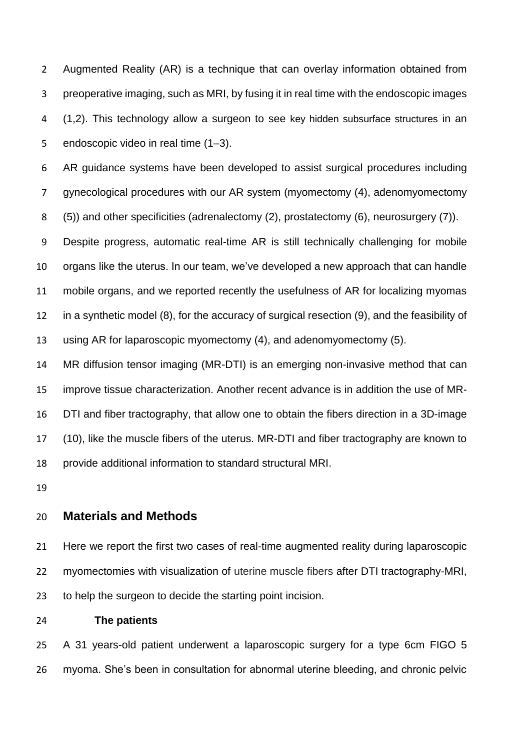Augmented Reality (AR) is a technique that can overlay information obtained from preoperative imaging, such as MRI, by fusing it in real time with the endoscopic images (1,2). This technology allow a surgeon to see key hidden subsurface structures in an endoscopic video in real time (1–3).

AR guidance systems have been developed to assist surgical procedures including gynecological procedures with our AR system (myomectomy (4), adenomyomectomy (5)) and other specificities (adrenalectomy (2), prostatectomy (6), neurosurgery (7)).

Despite progress, automatic real-time AR is still technically challenging for mobile organs like the uterus. In our team, we've developed a new approach that can handle mobile organs, and we reported recently the usefulness of AR for localizing myomas in a synthetic model (8), for the accuracy of surgical resection (9), and the feasibility of using AR for laparoscopic myomectomy (4), and adenomyomectomy (5).

MR diffusion tensor imaging (MR-DTI) is an emerging non-invasive method that can improve tissue characterization. Another recent advance is in addition the use of MR-DTI and fiber tractography, that allow one to obtain the fibers direction in a 3D-image (10), like the muscle fibers of the uterus. MR-DTI and fiber tractography are known to provide additional information to standard structural MRI.

## Materials and Methods

Here we report the first two cases of real-time augmented reality during laparoscopic myomectomies with visualization of uterine muscle fibers after DTI tractography-MRI, to help the surgeon to decide the starting point incision.

### The patients

A 31 years-old patient underwent a laparoscopic surgery for a type 6cm FIGO 5 myoma. She's been in consultation for abnormal uterine bleeding, and chronic pelvic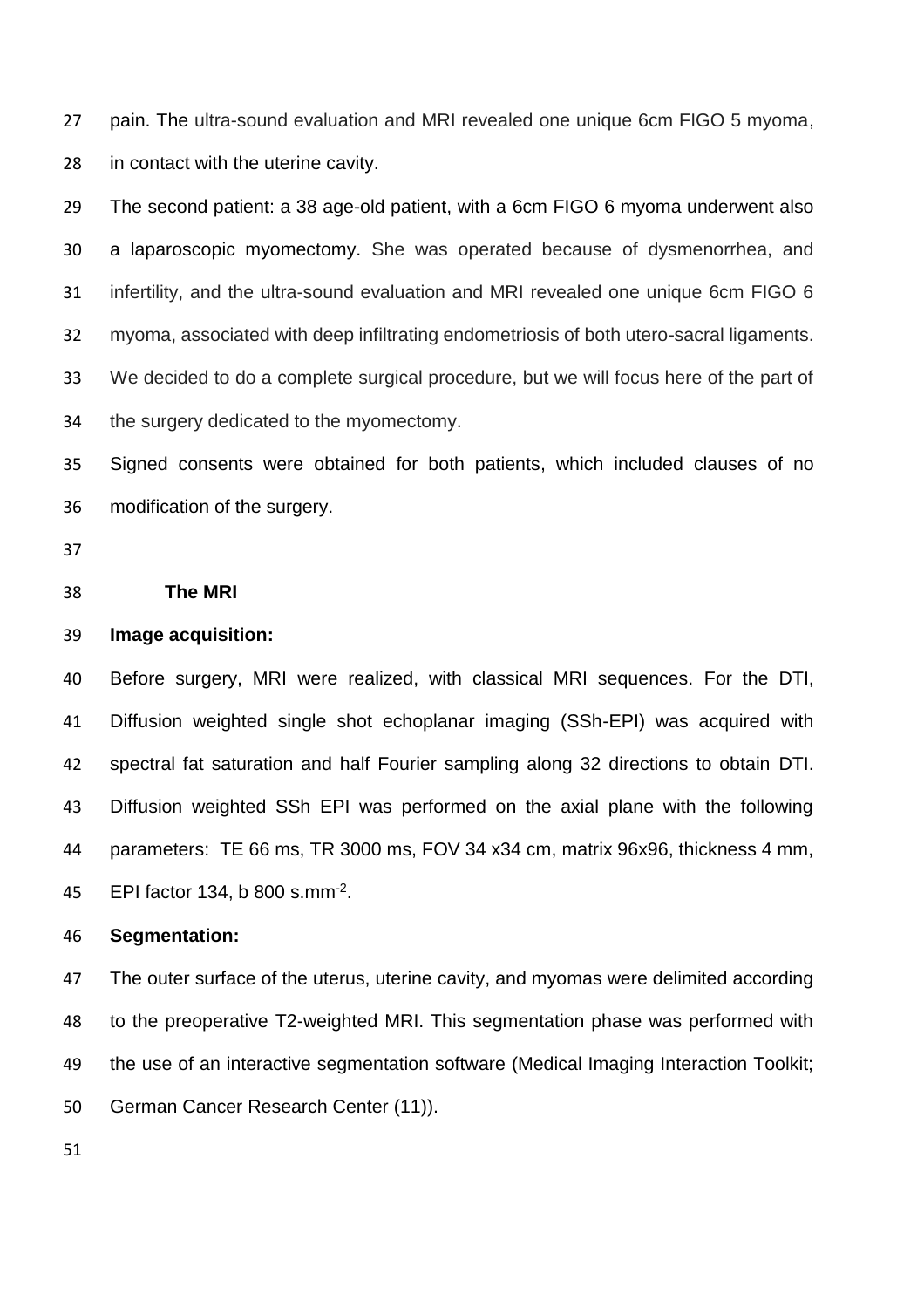pain. The ultra-sound evaluation and MRI revealed one unique 6cm FIGO 5 myoma, in contact with the uterine cavity.

The second patient: a 38 age-old patient, with a 6cm FIGO 6 myoma underwent also a laparoscopic myomectomy. She was operated because of dysmenorrhea, and infertility, and the ultra-sound evaluation and MRI revealed one unique 6cm FIGO 6 myoma, associated with deep infiltrating endometriosis of both utero-sacral ligaments. We decided to do a complete surgical procedure, but we will focus here of the part of the surgery dedicated to the myomectomy.

Signed consents were obtained for both patients, which included clauses of no modification of the surgery.

## The MRI

**Image acquisition:**

Before surgery, MRI were realized, with classical MRI sequences. For the DTI, Diffusion weighted single shot echoplanar imaging (SSh-EPI) was acquired with spectral fat saturation and half Fourier sampling along 32 directions to obtain DTI. Diffusion weighted SSh EPI was performed on the axial plane with the following parameters: TE 66 ms, TR 3000 ms, FOV 34 x34 cm, matrix 96x96, thickness 4 mm, EPI factor 134, b 800 s.mm$^{-2}$.

**Segmentation:**

The outer surface of the uterus, uterine cavity, and myomas were delimited according to the preoperative T2-weighted MRI. This segmentation phase was performed with the use of an interactive segmentation software (Medical Imaging Interaction Toolkit; German Cancer Research Center (11)).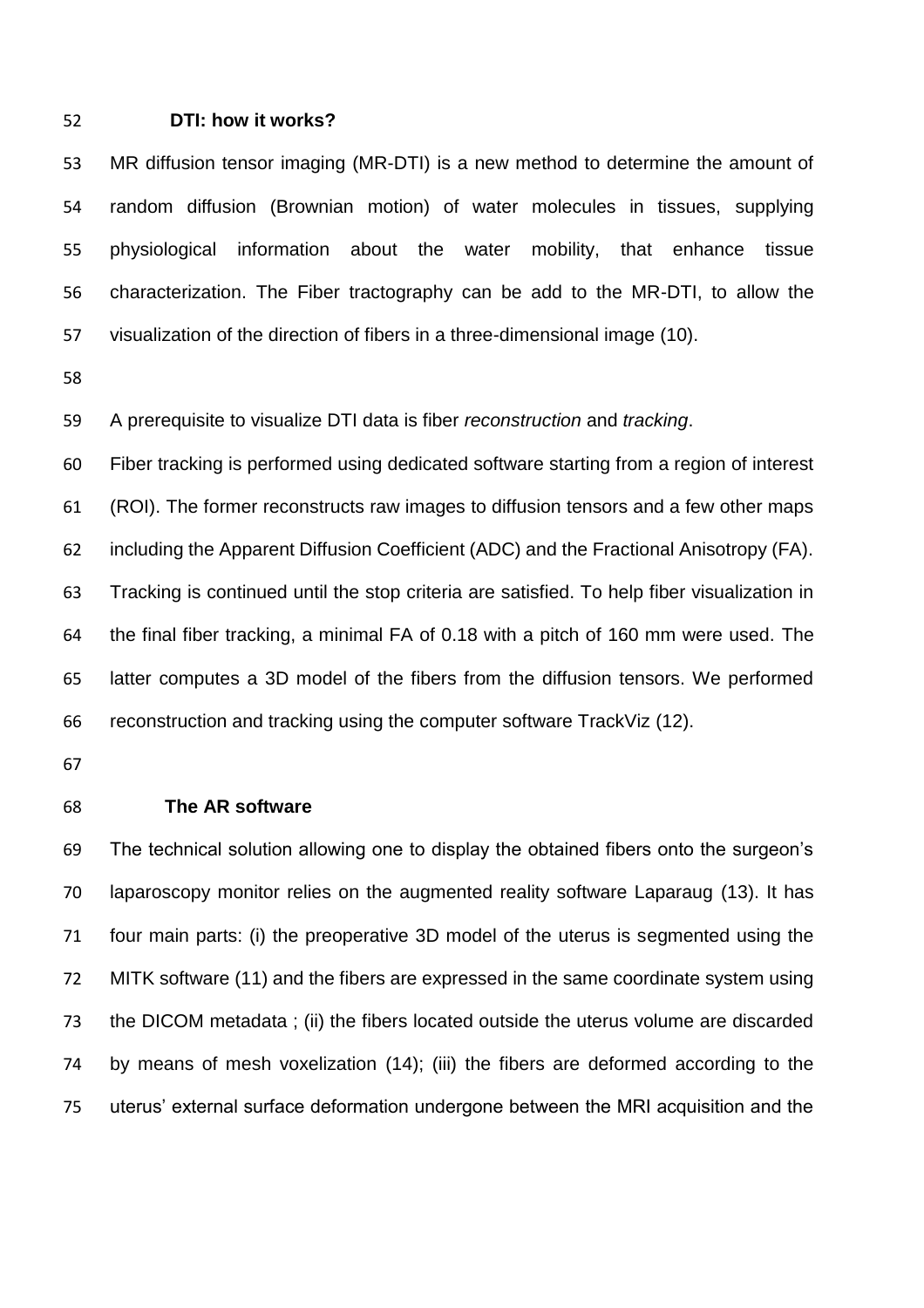### DTI: how it works?

MR diffusion tensor imaging (MR-DTI) is a new method to determine the amount of random diffusion (Brownian motion) of water molecules in tissues, supplying physiological information about the water mobility, that enhance tissue characterization. The Fiber tractography can be add to the MR-DTI, to allow the visualization of the direction of fibers in a three-dimensional image (10).

A prerequisite to visualize DTI data is fiber *reconstruction* and *tracking*.

Fiber tracking is performed using dedicated software starting from a region of interest (ROI). The former reconstructs raw images to diffusion tensors and a few other maps including the Apparent Diffusion Coefficient (ADC) and the Fractional Anisotropy (FA). Tracking is continued until the stop criteria are satisfied. To help fiber visualization in the final fiber tracking, a minimal FA of 0.18 with a pitch of 160 mm were used. The latter computes a 3D model of the fibers from the diffusion tensors. We performed reconstruction and tracking using the computer software TrackViz (12).

### The AR software

The technical solution allowing one to display the obtained fibers onto the surgeon's laparoscopy monitor relies on the augmented reality software Laparaug (13). It has four main parts: (i) the preoperative 3D model of the uterus is segmented using the MITK software (11) and the fibers are expressed in the same coordinate system using the DICOM metadata ; (ii) the fibers located outside the uterus volume are discarded by means of mesh voxelization (14); (iii) the fibers are deformed according to the uterus' external surface deformation undergone between the MRI acquisition and the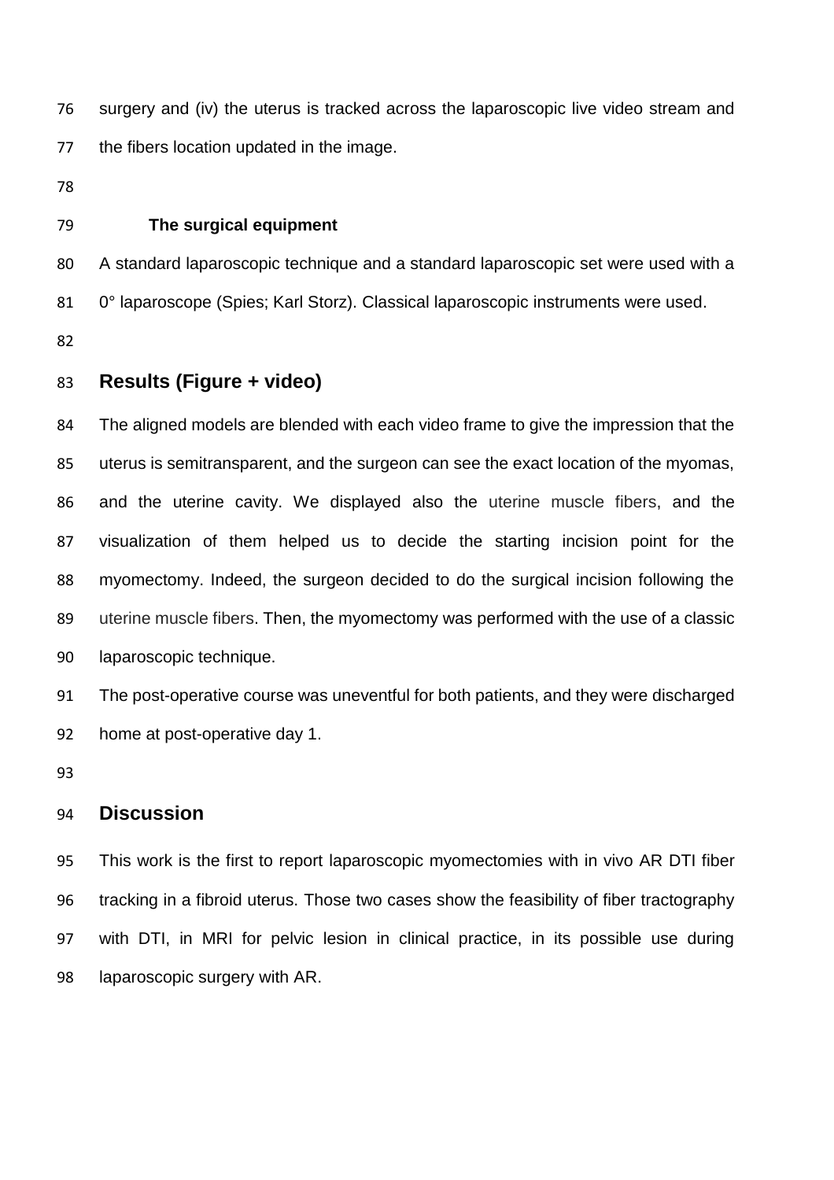surgery and (iv) the uterus is tracked across the laparoscopic live video stream and the fibers location updated in the image.

### The surgical equipment

A standard laparoscopic technique and a standard laparoscopic set were used with a 0° laparoscope (Spies; Karl Storz). Classical laparoscopic instruments were used.

## Results (Figure + video)

The aligned models are blended with each video frame to give the impression that the uterus is semitransparent, and the surgeon can see the exact location of the myomas, and the uterine cavity. We displayed also the uterine muscle fibers, and the visualization of them helped us to decide the starting incision point for the myomectomy. Indeed, the surgeon decided to do the surgical incision following the uterine muscle fibers. Then, the myomectomy was performed with the use of a classic laparoscopic technique.

The post-operative course was uneventful for both patients, and they were discharged home at post-operative day 1.

## Discussion

This work is the first to report laparoscopic myomectomies with in vivo AR DTI fiber tracking in a fibroid uterus. Those two cases show the feasibility of fiber tractography with DTI, in MRI for pelvic lesion in clinical practice, in its possible use during laparoscopic surgery with AR.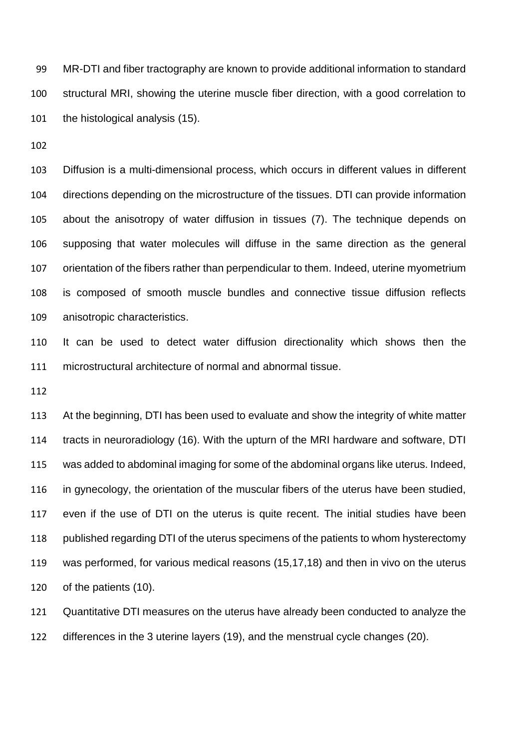MR-DTI and fiber tractography are known to provide additional information to standard structural MRI, showing the uterine muscle fiber direction, with a good correlation to the histological analysis (15).

Diffusion is a multi-dimensional process, which occurs in different values in different directions depending on the microstructure of the tissues. DTI can provide information about the anisotropy of water diffusion in tissues (7). The technique depends on supposing that water molecules will diffuse in the same direction as the general orientation of the fibers rather than perpendicular to them. Indeed, uterine myometrium is composed of smooth muscle bundles and connective tissue diffusion reflects anisotropic characteristics.

It can be used to detect water diffusion directionality which shows then the microstructural architecture of normal and abnormal tissue.

At the beginning, DTI has been used to evaluate and show the integrity of white matter tracts in neuroradiology (16). With the upturn of the MRI hardware and software, DTI was added to abdominal imaging for some of the abdominal organs like uterus. Indeed, in gynecology, the orientation of the muscular fibers of the uterus have been studied, even if the use of DTI on the uterus is quite recent. The initial studies have been published regarding DTI of the uterus specimens of the patients to whom hysterectomy was performed, for various medical reasons (15,17,18) and then in vivo on the uterus of the patients (10).

Quantitative DTI measures on the uterus have already been conducted to analyze the differences in the 3 uterine layers (19), and the menstrual cycle changes (20).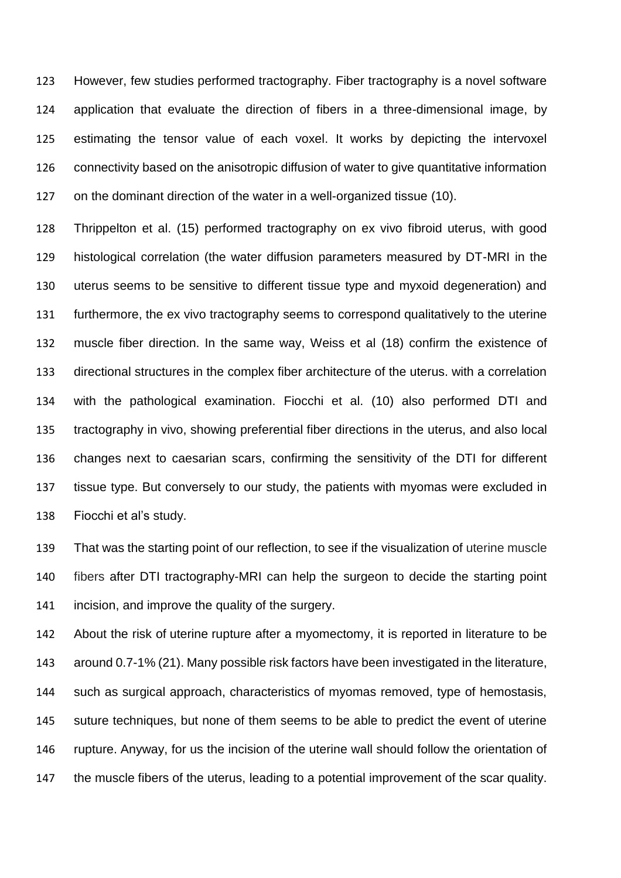However, few studies performed tractography. Fiber tractography is a novel software application that evaluate the direction of fibers in a three-dimensional image, by estimating the tensor value of each voxel. It works by depicting the intervoxel connectivity based on the anisotropic diffusion of water to give quantitative information on the dominant direction of the water in a well-organized tissue (10).

Thrippelton et al. (15) performed tractography on ex vivo fibroid uterus, with good histological correlation (the water diffusion parameters measured by DT-MRI in the uterus seems to be sensitive to different tissue type and myxoid degeneration) and furthermore, the ex vivo tractography seems to correspond qualitatively to the uterine muscle fiber direction. In the same way, Weiss et al (18) confirm the existence of directional structures in the complex fiber architecture of the uterus. with a correlation with the pathological examination. Fiocchi et al. (10) also performed DTI and tractography in vivo, showing preferential fiber directions in the uterus, and also local changes next to caesarian scars, confirming the sensitivity of the DTI for different tissue type. But conversely to our study, the patients with myomas were excluded in Fiocchi et al's study.

That was the starting point of our reflection, to see if the visualization of uterine muscle fibers after DTI tractography-MRI can help the surgeon to decide the starting point incision, and improve the quality of the surgery.

About the risk of uterine rupture after a myomectomy, it is reported in literature to be around 0.7-1% (21). Many possible risk factors have been investigated in the literature, such as surgical approach, characteristics of myomas removed, type of hemostasis, suture techniques, but none of them seems to be able to predict the event of uterine rupture. Anyway, for us the incision of the uterine wall should follow the orientation of the muscle fibers of the uterus, leading to a potential improvement of the scar quality.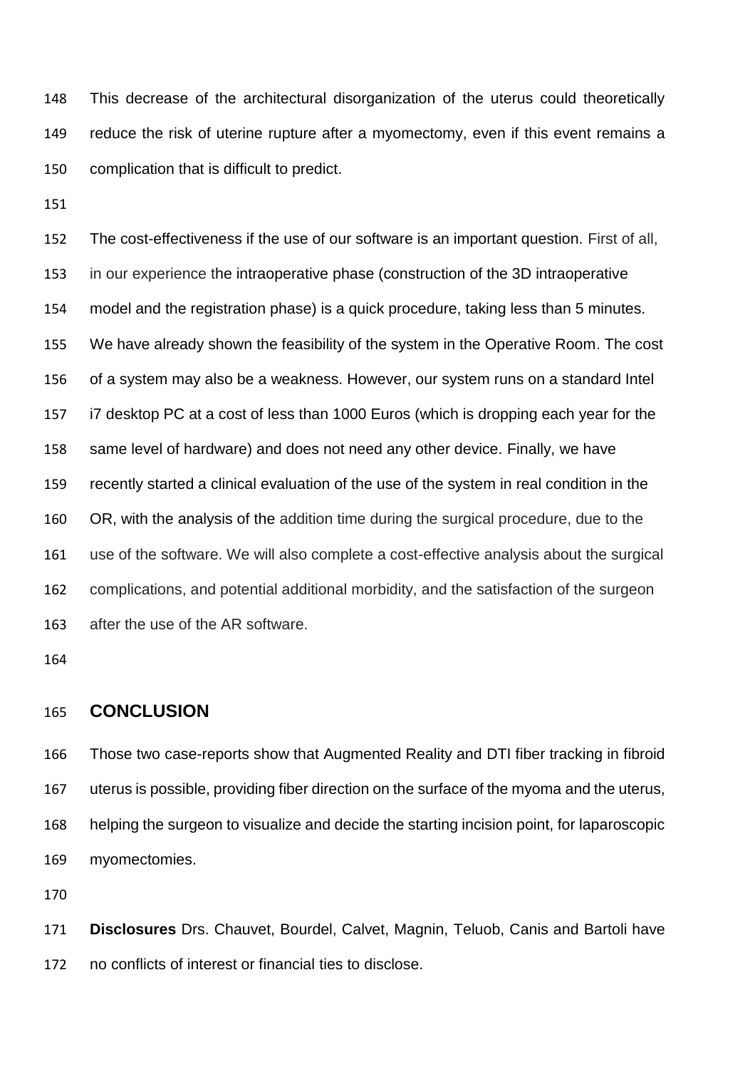This decrease of the architectural disorganization of the uterus could theoretically reduce the risk of uterine rupture after a myomectomy, even if this event remains a complication that is difficult to predict.

The cost-effectiveness if the use of our software is an important question. First of all, in our experience the intraoperative phase (construction of the 3D intraoperative model and the registration phase) is a quick procedure, taking less than 5 minutes. We have already shown the feasibility of the system in the Operative Room. The cost of a system may also be a weakness. However, our system runs on a standard Intel i7 desktop PC at a cost of less than 1000 Euros (which is dropping each year for the same level of hardware) and does not need any other device. Finally, we have recently started a clinical evaluation of the use of the system in real condition in the OR, with the analysis of the addition time during the surgical procedure, due to the use of the software. We will also complete a cost-effective analysis about the surgical complications, and potential additional morbidity, and the satisfaction of the surgeon after the use of the AR software.

## CONCLUSION

Those two case-reports show that Augmented Reality and DTI fiber tracking in fibroid uterus is possible, providing fiber direction on the surface of the myoma and the uterus, helping the surgeon to visualize and decide the starting incision point, for laparoscopic myomectomies.

**Disclosures** Drs. Chauvet, Bourdel, Calvet, Magnin, Teluob, Canis and Bartoli have no conflicts of interest or financial ties to disclose.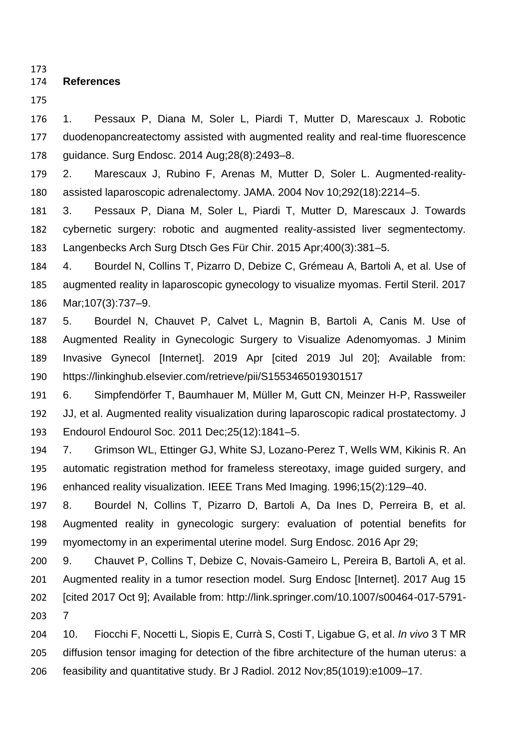## References

1. Pessaux P, Diana M, Soler L, Piardi T, Mutter D, Marescaux J. Robotic duodenopancreatectomy assisted with augmented reality and real-time fluorescence guidance. Surg Endosc. 2014 Aug;28(8):2493–8.
2. Marescaux J, Rubino F, Arenas M, Mutter D, Soler L. Augmented-reality-assisted laparoscopic adrenalectomy. JAMA. 2004 Nov 10;292(18):2214–5.
3. Pessaux P, Diana M, Soler L, Piardi T, Mutter D, Marescaux J. Towards cybernetic surgery: robotic and augmented reality-assisted liver segmentectomy. Langenbecks Arch Surg Dtsch Ges Für Chir. 2015 Apr;400(3):381–5.
4. Bourdel N, Collins T, Pizarro D, Debize C, Grémeau A, Bartoli A, et al. Use of augmented reality in laparoscopic gynecology to visualize myomas. Fertil Steril. 2017 Mar;107(3):737–9.
5. Bourdel N, Chauvet P, Calvet L, Magnin B, Bartoli A, Canis M. Use of Augmented Reality in Gynecologic Surgery to Visualize Adenomyomas. J Minim Invasive Gynecol [Internet]. 2019 Apr [cited 2019 Jul 20]; Available from: https://linkinghub.elsevier.com/retrieve/pii/S1553465019301517
6. Simpfendörfer T, Baumhauer M, Müller M, Gutt CN, Meinzer H-P, Rassweiler JJ, et al. Augmented reality visualization during laparoscopic radical prostatectomy. J Endourol Endourol Soc. 2011 Dec;25(12):1841–5.
7. Grimson WL, Ettinger GJ, White SJ, Lozano-Perez T, Wells WM, Kikinis R. An automatic registration method for frameless stereotaxy, image guided surgery, and enhanced reality visualization. IEEE Trans Med Imaging. 1996;15(2):129–40.
8. Bourdel N, Collins T, Pizarro D, Bartoli A, Da Ines D, Perreira B, et al. Augmented reality in gynecologic surgery: evaluation of potential benefits for myomectomy in an experimental uterine model. Surg Endosc. 2016 Apr 29;
9. Chauvet P, Collins T, Debize C, Novais-Gameiro L, Pereira B, Bartoli A, et al. Augmented reality in a tumor resection model. Surg Endosc [Internet]. 2017 Aug 15 [cited 2017 Oct 9]; Available from: http://link.springer.com/10.1007/s00464-017-5791-7
10. Fiocchi F, Nocetti L, Siopis E, Currà S, Costi T, Ligabue G, et al. *In vivo* 3 T MR diffusion tensor imaging for detection of the fibre architecture of the human uterus: a feasibility and quantitative study. Br J Radiol. 2012 Nov;85(1019):e1009–17.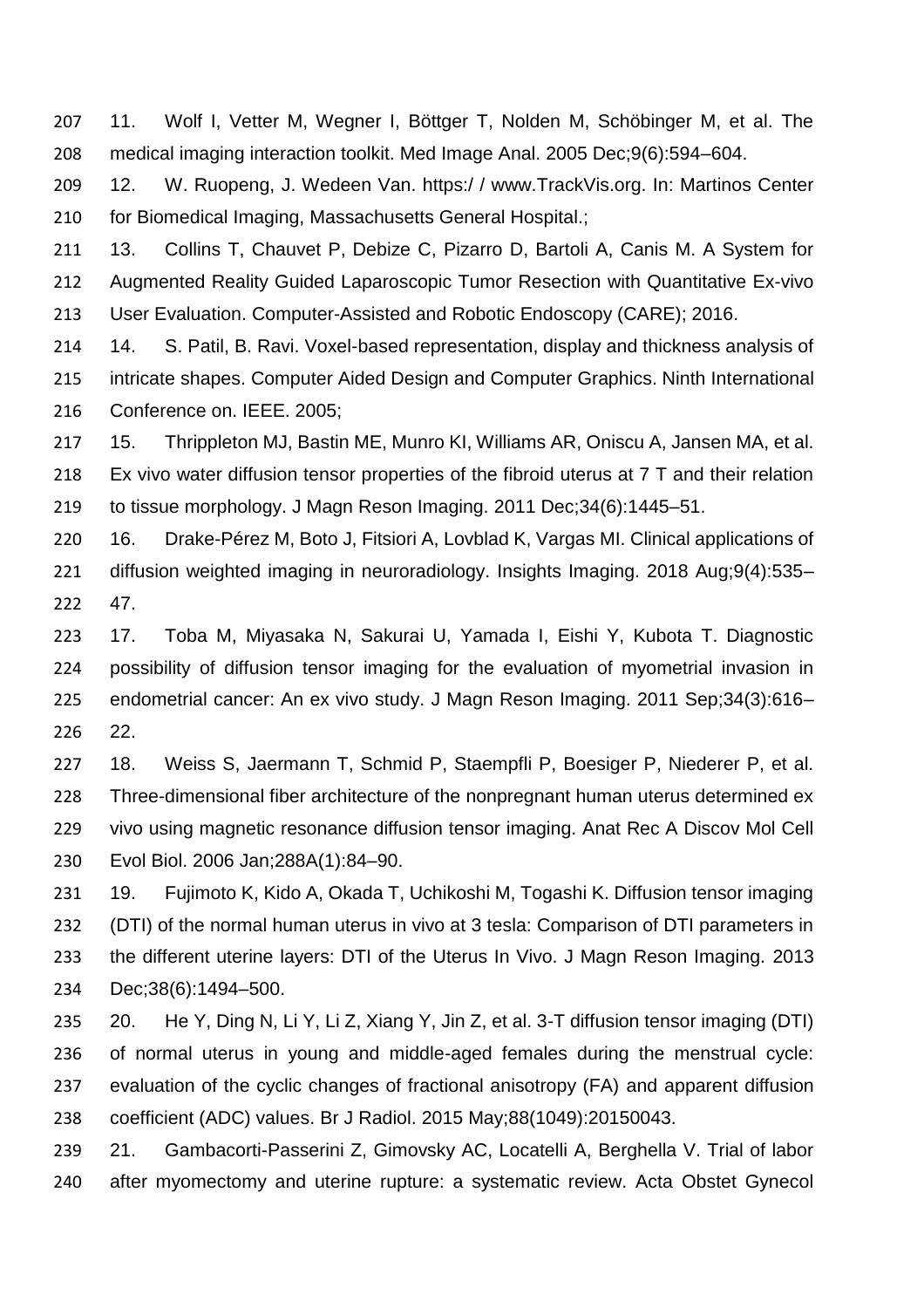11. Wolf I, Vetter M, Wegner I, Böttger T, Nolden M, Schöbinger M, et al. The medical imaging interaction toolkit. Med Image Anal. 2005 Dec;9(6):594–604.

12. W. Ruopeng, J. Wedeen Van. https:/ / www.TrackVis.org. In: Martinos Center for Biomedical Imaging, Massachusetts General Hospital.;

13. Collins T, Chauvet P, Debize C, Pizarro D, Bartoli A, Canis M. A System for Augmented Reality Guided Laparoscopic Tumor Resection with Quantitative Ex-vivo User Evaluation. Computer-Assisted and Robotic Endoscopy (CARE); 2016.

14. S. Patil, B. Ravi. Voxel-based representation, display and thickness analysis of intricate shapes. Computer Aided Design and Computer Graphics. Ninth International Conference on. IEEE. 2005;

15. Thrippleton MJ, Bastin ME, Munro KI, Williams AR, Oniscu A, Jansen MA, et al. Ex vivo water diffusion tensor properties of the fibroid uterus at 7 T and their relation to tissue morphology. J Magn Reson Imaging. 2011 Dec;34(6):1445–51.

16. Drake-Pérez M, Boto J, Fitsiori A, Lovblad K, Vargas MI. Clinical applications of diffusion weighted imaging in neuroradiology. Insights Imaging. 2018 Aug;9(4):535–47.

17. Toba M, Miyasaka N, Sakurai U, Yamada I, Eishi Y, Kubota T. Diagnostic possibility of diffusion tensor imaging for the evaluation of myometrial invasion in endometrial cancer: An ex vivo study. J Magn Reson Imaging. 2011 Sep;34(3):616–22.

18. Weiss S, Jaermann T, Schmid P, Staempfli P, Boesiger P, Niederer P, et al. Three-dimensional fiber architecture of the nonpregnant human uterus determined ex vivo using magnetic resonance diffusion tensor imaging. Anat Rec A Discov Mol Cell Evol Biol. 2006 Jan;288A(1):84–90.

19. Fujimoto K, Kido A, Okada T, Uchikoshi M, Togashi K. Diffusion tensor imaging (DTI) of the normal human uterus in vivo at 3 tesla: Comparison of DTI parameters in the different uterine layers: DTI of the Uterus In Vivo. J Magn Reson Imaging. 2013 Dec;38(6):1494–500.

20. He Y, Ding N, Li Y, Li Z, Xiang Y, Jin Z, et al. 3-T diffusion tensor imaging (DTI) of normal uterus in young and middle-aged females during the menstrual cycle: evaluation of the cyclic changes of fractional anisotropy (FA) and apparent diffusion coefficient (ADC) values. Br J Radiol. 2015 May;88(1049):20150043.

21. Gambacorti-Passerini Z, Gimovsky AC, Locatelli A, Berghella V. Trial of labor after myomectomy and uterine rupture: a systematic review. Acta Obstet Gynecol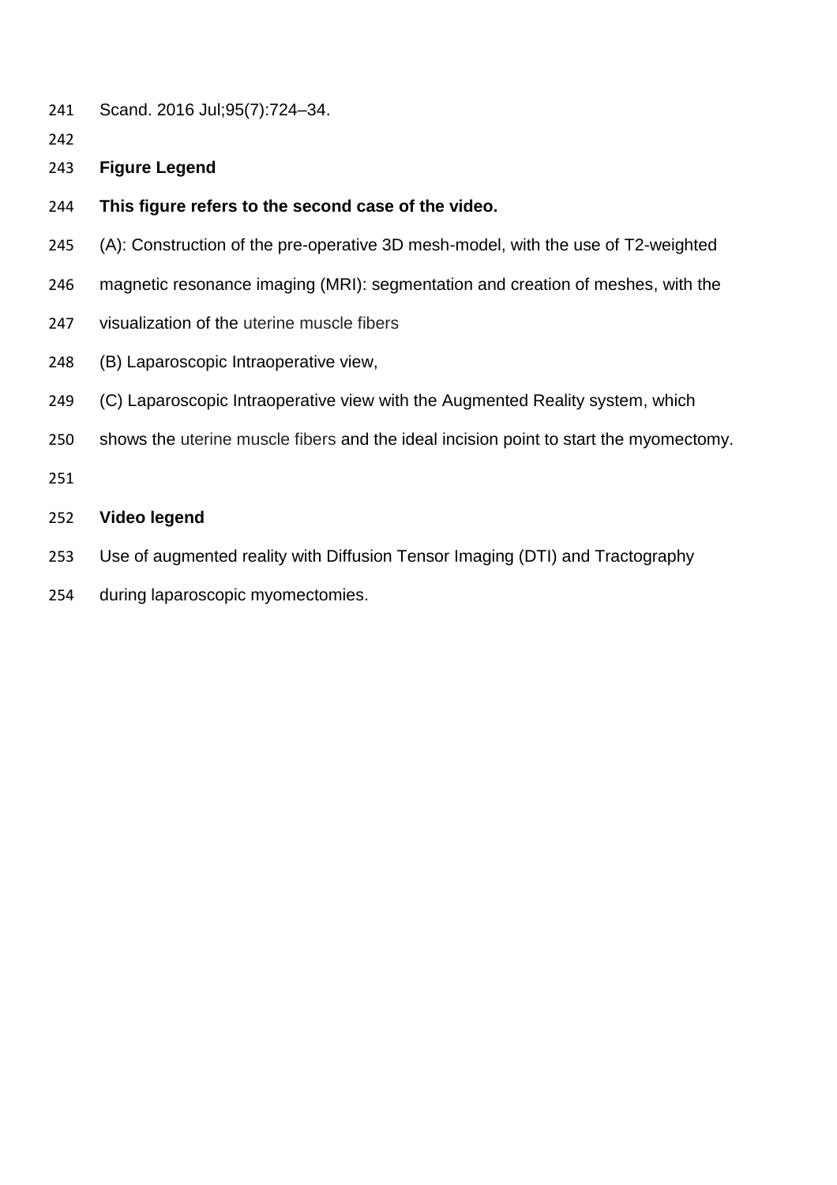Scand. 2016 Jul;95(7):724–34.

**Figure Legend**

**This figure refers to the second case of the video.**

(A): Construction of the pre-operative 3D mesh-model, with the use of T2-weighted magnetic resonance imaging (MRI): segmentation and creation of meshes, with the visualization of the uterine muscle fibers

(B) Laparoscopic Intraoperative view,

(C) Laparoscopic Intraoperative view with the Augmented Reality system, which shows the uterine muscle fibers and the ideal incision point to start the myomectomy.

**Video legend**

Use of augmented reality with Diffusion Tensor Imaging (DTI) and Tractography during laparoscopic myomectomies.